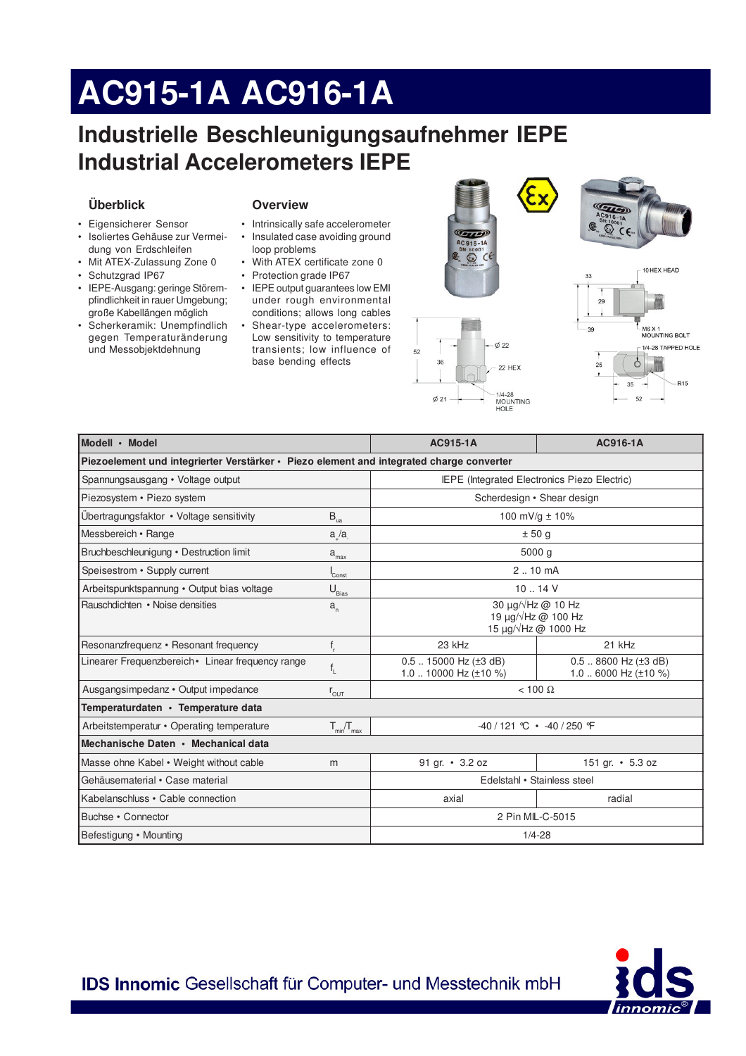# AC915-1A AC916-1A

## Industrielle Beschleunigungsaufnehmer IEPE
## Industrial Accelerometers IEPE

### Überblick

- Eigensicherer Sensor
- Isoliertes Gehäuse zur Vermeidung von Erdschleifen
- Mit ATEX-Zulassung Zone 0
- Schutzgrad IP67
- IEPE-Ausgang: geringe Störempfindlichkeit in rauer Umgebung; große Kabellängen möglich
- Scherkeramik: Unempfindlich gegen Temperaturänderung und Messobjektdehnung

### Overview

- Intrinsically safe accelerometer
- Insulated case avoiding ground loop problems
- With ATEX certificate zone 0
- Protection grade IP67
- IEPE output guarantees low EMI under rough environmental conditions; allows long cables
- Shear-type accelerometers: Low sensitivity to temperature transients; low influence of base bending effects

| Modell • Model | | AC915-1A | AC916-1A |
|---|---|---|---|
| **Piezoelement und integrierter Verstärker • Piezo element and integrated charge converter** | | | |
| Spannungsausgang • Voltage output | | IEPE (Integrated Electronics Piezo Electric) | |
| Piezosystem • Piezo system | | Scherdesign • Shear design | |
| Übertragungsfaktor • Voltage sensitivity | $B_{ua}$ | 100 mV/g ± 10% | |
| Messbereich • Range | $a_+/a_-$ | ± 50 g | |
| Bruchbeschleunigung • Destruction limit | $a_{max}$ | 5000 g | |
| Speisestrom • Supply current | $I_{Const}$ | 2 .. 10 mA | |
| Arbeitspunktspannung • Output bias voltage | $U_{Bias}$ | 10 .. 14 V | |
| Rauschdichten • Noise densities | $a_n$ | 30 µg/√Hz @ 10 Hz<br>19 µg/√Hz @ 100 Hz<br>15 µg/√Hz @ 1000 Hz | |
| Resonanzfrequenz • Resonant frequency | $f_r$ | 23 kHz | 21 kHz |
| Linearer Frequenzbereich • Linear frequency range | $f_L$ | 0.5 .. 15000 Hz (±3 dB)<br>1.0 .. 10000 Hz (±10 %) | 0.5 .. 8600 Hz (±3 dB)<br>1.0 .. 6000 Hz (±10 %) |
| Ausgangsimpedanz • Output impedance | $r_{OUT}$ | < 100 Ω | |
| **Temperaturdaten • Temperature data** | | | |
| Arbeitstemperatur • Operating temperature | $T_{min}/T_{max}$ | -40 / 121 ℃ • -40 / 250 ℉ | |
| **Mechanische Daten • Mechanical data** | | | |
| Masse ohne Kabel • Weight without cable | m | 91 gr. • 3.2 oz | 151 gr. • 5.3 oz |
| Gehäusematerial • Case material | | Edelstahl • Stainless steel | |
| Kabelanschluss • Cable connection | | axial | radial |
| Buchse • Connector | | 2 Pin MIL-C-5015 | |
| Befestigung • Mounting | | 1/4-28 | |

**IDS Innomic** Gesellschaft für Computer- und Messtechnik mbH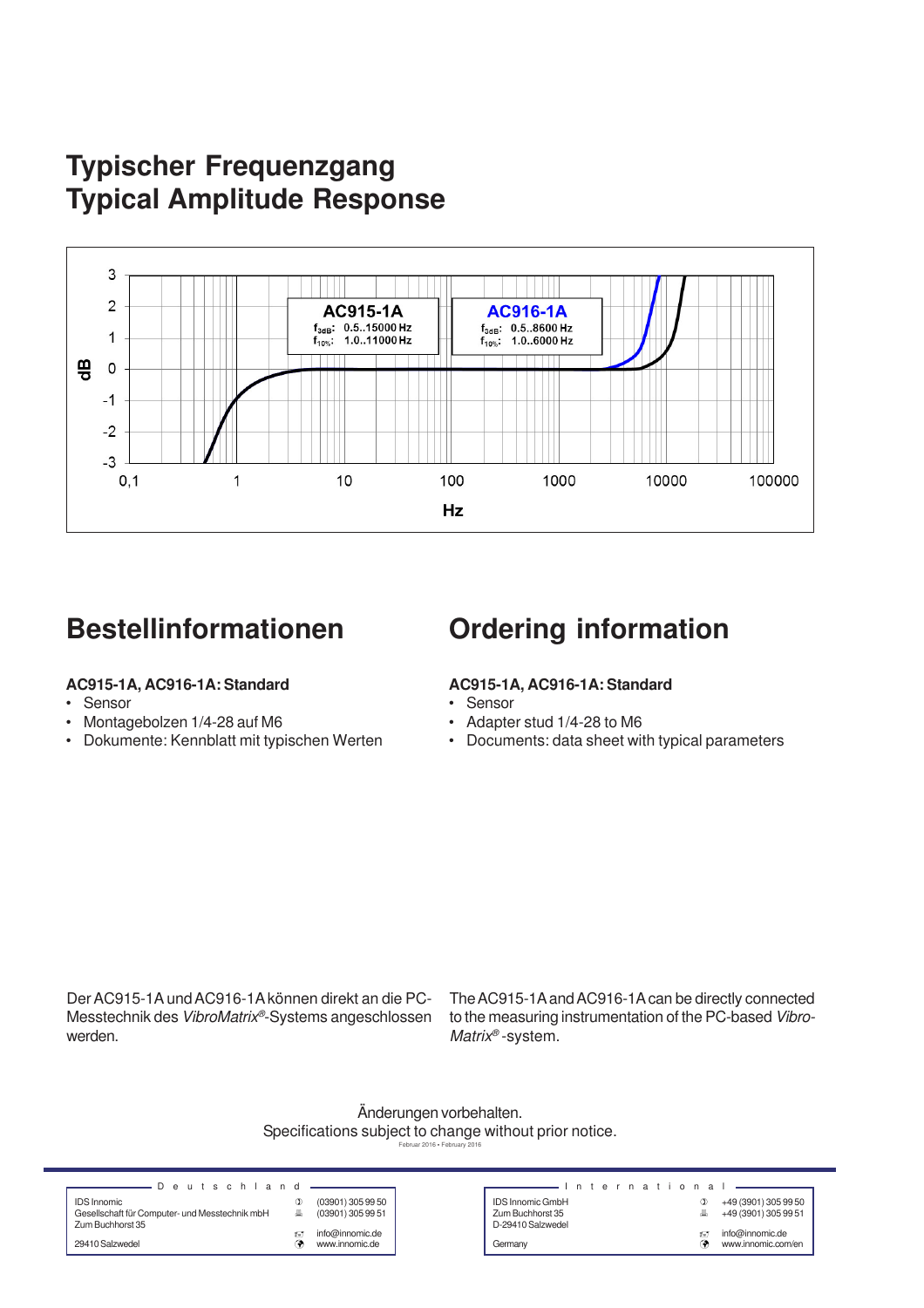# Typischer Frequenzgang
# Typical Amplitude Response

AC915-1A
$f_{3dB}$: 0.5..15000 Hz
$f_{10\%}$: 1.0..11000 Hz

AC916-1A
$f_{3dB}$: 0.5..8600 Hz
$f_{10\%}$: 1.0..6000 Hz

dB

3
2
1
0
-1
-2
-3

0,1
1
10
100
1000
10000
100000

Hz

## Bestellinformationen

**AC915-1A, AC916-1A: Standard**

- Sensor
- Montagebolzen 1/4-28 auf M6
- Dokumente: Kennblatt mit typischen Werten

Der AC915-1A und AC916-1A können direkt an die PC-Messtechnik des *VibroMatrix®*-Systems angeschlossen werden.

## Ordering information

**AC915-1A, AC916-1A: Standard**

- Sensor
- Adapter stud 1/4-28 to M6
- Documents: data sheet with typical parameters

The AC915-1A and AC916-1A can be directly connected to the measuring instrumentation of the PC-based *Vibro-Matrix®* -system.

Änderungen vorbehalten.
Specifications subject to change without prior notice.
Februar 2016 • February 2016

**Deutschland**

IDS Innomic
Gesellschaft für Computer- und Messtechnik mbH
Zum Buchhorst 35
29410 Salzwedel

(03901) 305 99 50
(03901) 305 99 51
info@innomic.de
www.innomic.de

**International**

IDS Innomic GmbH
Zum Buchhorst 35
D-29410 Salzwedel
Germany

+49 (3901) 305 99 50
+49 (3901) 305 99 51
info@innomic.de
www.innomic.com/en